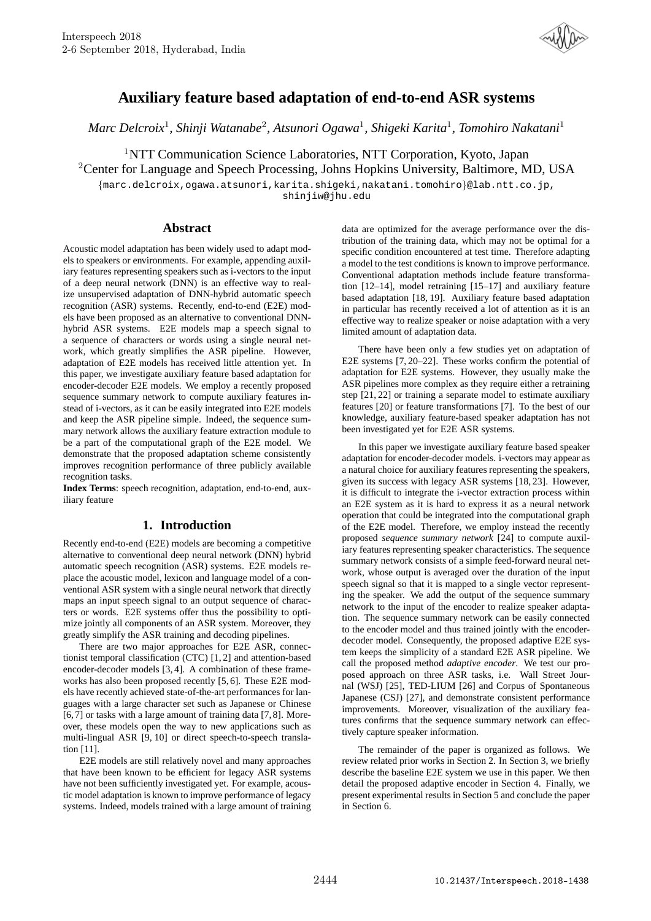# Auxiliary feature based adaptation of end-to-end ASR systems

*Marc Delcroix*[1], *Shinji Watanabe*[2], *Atsunori Ogawa*[1], *Shigeki Karita*[1], *Tomohiro Nakatani*[1]

[1]NTT Communication Science Laboratories, NTT Corporation, Kyoto, Japan
[2]Center for Language and Speech Processing, Johns Hopkins University, Baltimore, MD, USA

{marc.delcroix,ogawa.atsunori,karita.shigeki,nakatani.tomohiro}@lab.ntt.co.jp, shinjiw@jhu.edu

## Abstract

Acoustic model adaptation has been widely used to adapt models to speakers or environments. For example, appending auxiliary features representing speakers such as i-vectors to the input of a deep neural network (DNN) is an effective way to realize unsupervised adaptation of DNN-hybrid automatic speech recognition (ASR) systems. Recently, end-to-end (E2E) models have been proposed as an alternative to conventional DNN-hybrid ASR systems. E2E models map a speech signal to a sequence of characters or words using a single neural network, which greatly simplifies the ASR pipeline. However, adaptation of E2E models has received little attention yet. In this paper, we investigate auxiliary feature based adaptation for encoder-decoder E2E models. We employ a recently proposed sequence summary network to compute auxiliary features instead of i-vectors, as it can be easily integrated into E2E models and keep the ASR pipeline simple. Indeed, the sequence summary network allows the auxiliary feature extraction module to be a part of the computational graph of the E2E model. We demonstrate that the proposed adaptation scheme consistently improves recognition performance of three publicly available recognition tasks.

**Index Terms**: speech recognition, adaptation, end-to-end, auxiliary feature

## 1. Introduction

Recently end-to-end (E2E) models are becoming a competitive alternative to conventional deep neural network (DNN) hybrid automatic speech recognition (ASR) systems. E2E models replace the acoustic model, lexicon and language model of a conventional ASR system with a single neural network that directly maps an input speech signal to an output sequence of characters or words. E2E systems offer thus the possibility to optimize jointly all components of an ASR system. Moreover, they greatly simplify the ASR training and decoding pipelines.

There are two major approaches for E2E ASR, connectionist temporal classification (CTC) [1, 2] and attention-based encoder-decoder models [3, 4]. A combination of these frameworks has also been proposed recently [5, 6]. These E2E models have recently achieved state-of-the-art performances for languages with a large character set such as Japanese or Chinese [6, 7] or tasks with a large amount of training data [7, 8]. Moreover, these models open the way to new applications such as multi-lingual ASR [9, 10] or direct speech-to-speech translation [11].

E2E models are still relatively novel and many approaches that have been known to be efficient for legacy ASR systems have not been sufficiently investigated yet. For example, acoustic model adaptation is known to improve performance of legacy systems. Indeed, models trained with a large amount of training data are optimized for the average performance over the distribution of the training data, which may not be optimal for a specific condition encountered at test time. Therefore adapting a model to the test conditions is known to improve performance. Conventional adaptation methods include feature transformation [12–14], model retraining [15–17] and auxiliary feature based adaptation [18, 19]. Auxiliary feature based adaptation in particular has recently received a lot of attention as it is an effective way to realize speaker or noise adaptation with a very limited amount of adaptation data.

There have been only a few studies yet on adaptation of E2E systems [7, 20–22]. These works confirm the potential of adaptation for E2E systems. However, they usually make the ASR pipelines more complex as they require either a retraining step [21, 22] or training a separate model to estimate auxiliary features [20] or feature transformations [7]. To the best of our knowledge, auxiliary feature-based speaker adaptation has not been investigated yet for E2E ASR systems.

In this paper we investigate auxiliary feature based speaker adaptation for encoder-decoder models. i-vectors may appear as a natural choice for auxiliary features representing the speakers, given its success with legacy ASR systems [18, 23]. However, it is difficult to integrate the i-vector extraction process within an E2E system as it is hard to express it as a neural network operation that could be integrated into the computational graph of the E2E model. Therefore, we employ instead the recently proposed *sequence summary network* [24] to compute auxiliary features representing speaker characteristics. The sequence summary network consists of a simple feed-forward neural network, whose output is averaged over the duration of the input speech signal so that it is mapped to a single vector representing the speaker. We add the output of the sequence summary network to the input of the encoder to realize speaker adaptation. The sequence summary network can be easily connected to the encoder model and thus trained jointly with the encoder-decoder model. Consequently, the proposed adaptive E2E system keeps the simplicity of a standard E2E ASR pipeline. We call the proposed method *adaptive encoder*. We test our proposed approach on three ASR tasks, i.e. Wall Street Journal (WSJ) [25], TED-LIUM [26] and Corpus of Spontaneous Japanese (CSJ) [27], and demonstrate consistent performance improvements. Moreover, visualization of the auxiliary features confirms that the sequence summary network can effectively capture speaker information.

The remainder of the paper is organized as follows. We review related prior works in Section 2. In Section 3, we briefly describe the baseline E2E system we use in this paper. We then detail the proposed adaptive encoder in Section 4. Finally, we present experimental results in Section 5 and conclude the paper in Section 6.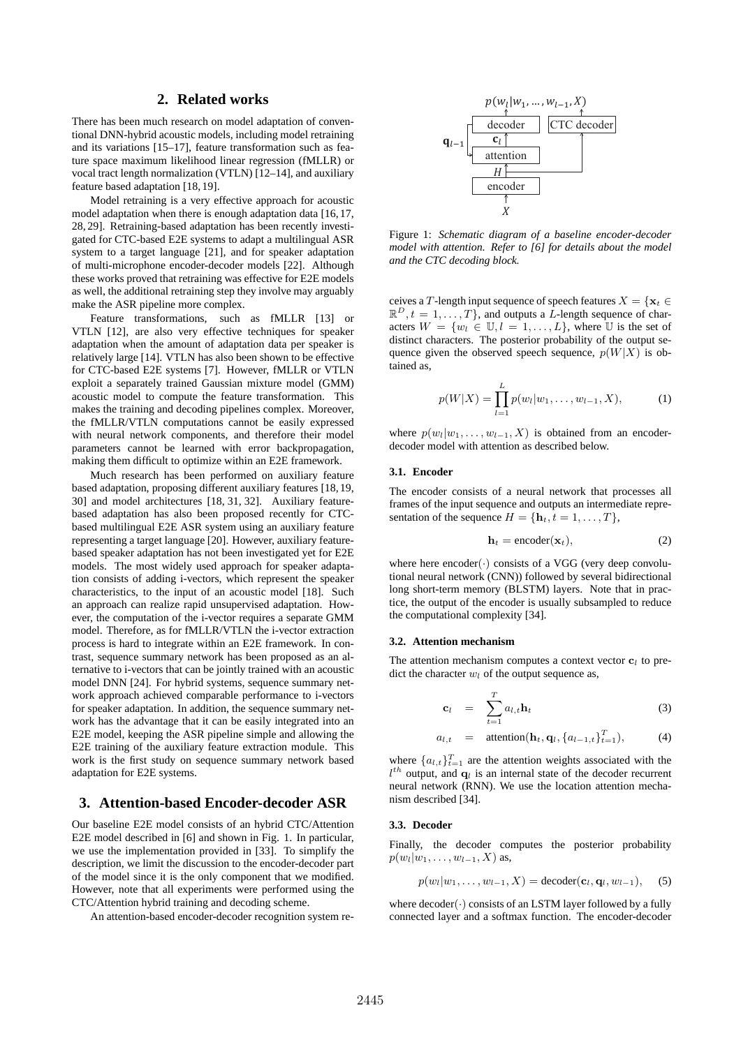## 2. Related works

There has been much research on model adaptation of conventional DNN-hybrid acoustic models, including model retraining and its variations [15–17], feature transformation such as feature space maximum likelihood linear regression (fMLLR) or vocal tract length normalization (VTLN) [12–14], and auxiliary feature based adaptation [18, 19].

Model retraining is a very effective approach for acoustic model adaptation when there is enough adaptation data [16, 17, 28, 29]. Retraining-based adaptation has been recently investigated for CTC-based E2E systems to adapt a multilingual ASR system to a target language [21], and for speaker adaptation of multi-microphone encoder-decoder models [22]. Although these works proved that retraining was effective for E2E models as well, the additional retraining step they involve may arguably make the ASR pipeline more complex.

Feature transformations, such as fMLLR [13] or VTLN [12], are also very effective techniques for speaker adaptation when the amount of adaptation data per speaker is relatively large [14]. VTLN has also been shown to be effective for CTC-based E2E systems [7]. However, fMLLR or VTLN exploit a separately trained Gaussian mixture model (GMM) acoustic model to compute the feature transformation. This makes the training and decoding pipelines complex. Moreover, the fMLLR/VTLN computations cannot be easily expressed with neural network components, and therefore their model parameters cannot be learned with error backpropagation, making them difficult to optimize within an E2E framework.

Much research has been performed on auxiliary feature based adaptation, proposing different auxiliary features [18, 19, 30] and model architectures [18, 31, 32]. Auxiliary feature-based adaptation has also been proposed recently for CTC-based multilingual E2E ASR system using an auxiliary feature representing a target language [20]. However, auxiliary feature-based speaker adaptation has not been investigated yet for E2E models. The most widely used approach for speaker adaptation consists of adding i-vectors, which represent the speaker characteristics, to the input of an acoustic model [18]. Such an approach can realize rapid unsupervised adaptation. However, the computation of the i-vector requires a separate GMM model. Therefore, as for fMLLR/VTLN the i-vector extraction process is hard to integrate within an E2E framework. In contrast, sequence summary network has been proposed as an alternative to i-vectors that can be jointly trained with an acoustic model DNN [24]. For hybrid systems, sequence summary network approach achieved comparable performance to i-vectors for speaker adaptation. In addition, the sequence summary network has the advantage that it can be easily integrated into an E2E model, keeping the ASR pipeline simple and allowing the E2E training of the auxiliary feature extraction module. This work is the first study on sequence summary network based adaptation for E2E systems.

## 3. Attention-based Encoder-decoder ASR

Our baseline E2E model consists of an hybrid CTC/Attention E2E model described in [6] and shown in Fig. 1. In particular, we use the implementation provided in [33]. To simplify the description, we limit the discussion to the encoder-decoder part of the model since it is the only component that we modified. However, note that all experiments were performed using the CTC/Attention hybrid training and decoding scheme.

An attention-based encoder-decoder recognition system receives a $T$-length input sequence of speech features $X = \{\mathbf{x}_t \in \mathbb{R}^D, t = 1, \ldots, T\}$, and outputs a $L$-length sequence of characters $W = \{w_l \in \mathbb{U}, l = 1, \ldots, L\}$, where $\mathbb{U}$ is the set of distinct characters. The posterior probability of the output sequence given the observed speech sequence, $p(W|X)$ is obtained as,

Figure 1: *Schematic diagram of a baseline encoder-decoder model with attention. Refer to [6] for details about the model and the CTC decoding block.*

$$p(W|X) = \prod_{l=1}^{L} p(w_l|w_1, \ldots, w_{l-1}, X), \tag{1}$$

where $p(w_l|w_1, \ldots, w_{l-1}, X)$ is obtained from an encoder-decoder model with attention as described below.

### 3.1. Encoder

The encoder consists of a neural network that processes all frames of the input sequence and outputs an intermediate representation of the sequence $H = \{\mathbf{h}_t, t = 1, \ldots, T\}$,

$$\mathbf{h}_t = \text{encoder}(\mathbf{x}_t), \tag{2}$$

where here encoder$(\cdot)$ consists of a VGG (very deep convolutional neural network (CNN)) followed by several bidirectional long short-term memory (BLSTM) layers. Note that in practice, the output of the encoder is usually subsampled to reduce the computational complexity [34].

### 3.2. Attention mechanism

The attention mechanism computes a context vector $\mathbf{c}_l$ to predict the character $w_l$ of the output sequence as,

$$\mathbf{c}_l = \sum_{t=1}^{T} a_{l,t}\mathbf{h}_t \tag{3}$$

$$a_{l,t} = \text{attention}(\mathbf{h}_t, \mathbf{q}_l, \{a_{l-1,t}\}_{t=1}^{T}), \tag{4}$$

where $\{a_{l,t}\}_{t=1}^{T}$ are the attention weights associated with the $l^{th}$ output, and $\mathbf{q}_l$ is an internal state of the decoder recurrent neural network (RNN). We use the location attention mechanism described [34].

### 3.3. Decoder

Finally, the decoder computes the posterior probability $p(w_l|w_1, \ldots, w_{l-1}, X)$ as,

$$p(w_l|w_1, \ldots, w_{l-1}, X) = \text{decoder}(\mathbf{c}_l, \mathbf{q}_l, w_{l-1}), \tag{5}$$

where decoder$(\cdot)$ consists of an LSTM layer followed by a fully connected layer and a softmax function. The encoder-decoder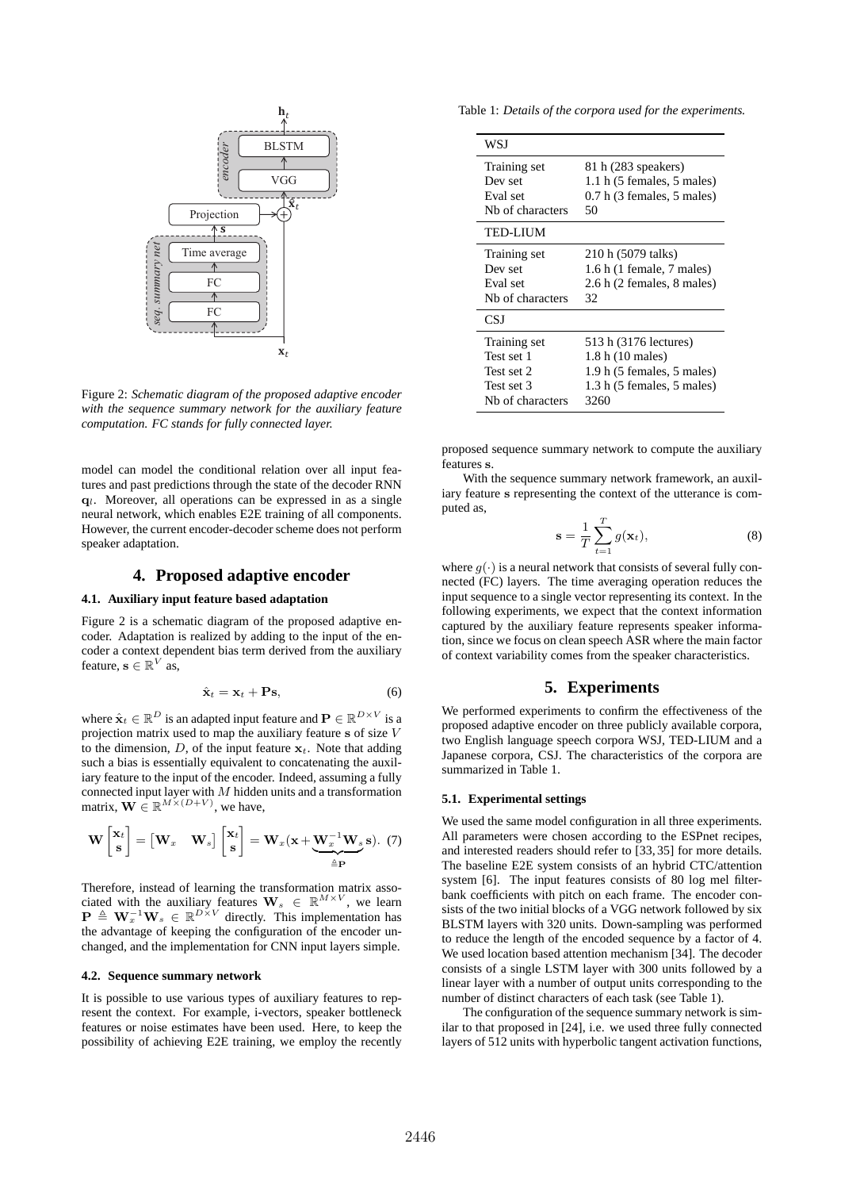Figure 2: *Schematic diagram of the proposed adaptive encoder with the sequence summary network for the auxiliary feature computation. FC stands for fully connected layer.*

model can model the conditional relation over all input features and past predictions through the state of the decoder RNN $\mathbf{q}_l$. Moreover, all operations can be expressed in as a single neural network, which enables E2E training of all components. However, the current encoder-decoder scheme does not perform speaker adaptation.

## 4. Proposed adaptive encoder

### 4.1. Auxiliary input feature based adaptation

Figure 2 is a schematic diagram of the proposed adaptive encoder. Adaptation is realized by adding to the input of the encoder a context dependent bias term derived from the auxiliary feature, $\mathbf{s} \in \mathbb{R}^V$ as,

$$\hat{\mathbf{x}}_t = \mathbf{x}_t + \mathbf{P}\mathbf{s}, \tag{6}$$

where $\hat{\mathbf{x}}_t \in \mathbb{R}^D$ is an adapted input feature and $\mathbf{P} \in \mathbb{R}^{D \times V}$ is a projection matrix used to map the auxiliary feature $\mathbf{s}$ of size $V$ to the dimension, $D$, of the input feature $\mathbf{x}_t$. Note that adding such a bias is essentially equivalent to concatenating the auxiliary feature to the input of the encoder. Indeed, assuming a fully connected input layer with $M$ hidden units and a transformation matrix, $\mathbf{W} \in \mathbb{R}^{M \times (D+V)}$, we have,

$$\mathbf{W}\begin{bmatrix}\mathbf{x}_t \\ \mathbf{s}\end{bmatrix} = \begin{bmatrix}\mathbf{W}_x & \mathbf{W}_s\end{bmatrix}\begin{bmatrix}\mathbf{x}_t \\ \mathbf{s}\end{bmatrix} = \mathbf{W}_x(\mathbf{x} + \underbrace{\mathbf{W}_x^{-1}\mathbf{W}_s}_{\triangleq \mathbf{P}}\mathbf{s}). \tag{7}$$

Therefore, instead of learning the transformation matrix associated with the auxiliary features $\mathbf{W}_s \in \mathbb{R}^{M \times V}$, we learn $\mathbf{P} \triangleq \mathbf{W}_x^{-1}\mathbf{W}_s \in \mathbb{R}^{D \times V}$ directly. This implementation has the advantage of keeping the configuration of the encoder unchanged, and the implementation for CNN input layers simple.

### 4.2. Sequence summary network

It is possible to use various types of auxiliary features to represent the context. For example, i-vectors, speaker bottleneck features or noise estimates have been used. Here, to keep the possibility of achieving E2E training, we employ the recently proposed sequence summary network to compute the auxiliary features $\mathbf{s}$.

With the sequence summary network framework, an auxiliary feature $\mathbf{s}$ representing the context of the utterance is computed as,

$$\mathbf{s} = \frac{1}{T}\sum_{t=1}^{T} g(\mathbf{x}_t), \tag{8}$$

where $g(\cdot)$ is a neural network that consists of several fully connected (FC) layers. The time averaging operation reduces the input sequence to a single vector representing its context. In the following experiments, we expect that the context information captured by the auxiliary feature represents speaker information, since we focus on clean speech ASR where the main factor of context variability comes from the speaker characteristics.

Table 1: *Details of the corpora used for the experiments.*

| WSJ | |
|---|---|
| Training set | 81 h (283 speakers) |
| Dev set | 1.1 h (5 females, 5 males) |
| Eval set | 0.7 h (3 females, 5 males) |
| Nb of characters | 50 |
| **TED-LIUM** | |
| Training set | 210 h (5079 talks) |
| Dev set | 1.6 h (1 female, 7 males) |
| Eval set | 2.6 h (2 females, 8 males) |
| Nb of characters | 32 |
| **CSJ** | |
| Training set | 513 h (3176 lectures) |
| Test set 1 | 1.8 h (10 males) |
| Test set 2 | 1.9 h (5 females, 5 males) |
| Test set 3 | 1.3 h (5 females, 5 males) |
| Nb of characters | 3260 |

## 5. Experiments

We performed experiments to confirm the effectiveness of the proposed adaptive encoder on three publicly available corpora, two English language speech corpora WSJ, TED-LIUM and a Japanese corpora, CSJ. The characteristics of the corpora are summarized in Table 1.

### 5.1. Experimental settings

We used the same model configuration in all three experiments. All parameters were chosen according to the ESPnet recipes, and interested readers should refer to [33, 35] for more details. The baseline E2E system consists of an hybrid CTC/attention system [6]. The input features consists of 80 log mel filterbank coefficients with pitch on each frame. The encoder consists of the two initial blocks of a VGG network followed by six BLSTM layers with 320 units. Down-sampling was performed to reduce the length of the encoded sequence by a factor of 4. We used location based attention mechanism [34]. The decoder consists of a single LSTM layer with 300 units followed by a linear layer with a number of output units corresponding to the number of distinct characters of each task (see Table 1).

The configuration of the sequence summary network is similar to that proposed in [24], i.e. we used three fully connected layers of 512 units with hyperbolic tangent activation functions,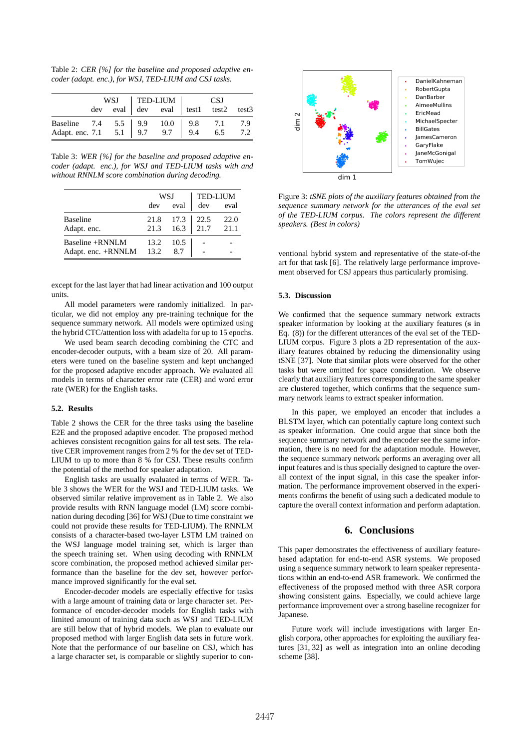Table 2: *CER [%] for the baseline and proposed adaptive encoder (adapt. enc.), for WSJ, TED-LIUM and CSJ tasks.*

| | WSJ | | TED-LIUM | | CSJ | | |
|---|---|---|---|---|---|---|---|
| | dev | eval | dev | eval | test1 | test2 | test3 |
| Baseline | 7.4 | 5.5 | 9.9 | 10.0 | 9.8 | 7.1 | 7.9 |
| Adapt. enc. | 7.1 | 5.1 | 9.7 | 9.7 | 9.4 | 6.5 | 7.2 |

Table 3: *WER [%] for the baseline and proposed adaptive encoder (adapt. enc.), for WSJ and TED-LIUM tasks with and without RNNLM score combination during decoding.*

| | WSJ | | TED-LIUM | |
|---|---|---|---|---|
| | dev | eval | dev | eval |
| Baseline | 21.8 | 17.3 | 22.5 | 22.0 |
| Adapt. enc. | 21.3 | 16.3 | 21.7 | 21.1 |
| Baseline +RNNLM | 13.2 | 10.5 | - | - |
| Adapt. enc. +RNNLM | 13.2 | 8.7 | - | - |

except for the last layer that had linear activation and 100 output units.

All model parameters were randomly initialized. In particular, we did not employ any pre-training technique for the sequence summary network. All models were optimized using the hybrid CTC/attention loss with adadelta for up to 15 epochs.

We used beam search decoding combining the CTC and encoder-decoder outputs, with a beam size of 20. All parameters were tuned on the baseline system and kept unchanged for the proposed adaptive encoder approach. We evaluated all models in terms of character error rate (CER) and word error rate (WER) for the English tasks.

### 5.2. Results

Table 2 shows the CER for the three tasks using the baseline E2E and the proposed adaptive encoder. The proposed method achieves consistent recognition gains for all test sets. The relative CER improvement ranges from 2 % for the dev set of TED-LIUM to up to more than 8 % for CSJ. These results confirm the potential of the method for speaker adaptation.

English tasks are usually evaluated in terms of WER. Table 3 shows the WER for the WSJ and TED-LIUM tasks. We observed similar relative improvement as in Table 2. We also provide results with RNN language model (LM) score combination during decoding [36] for WSJ (Due to time constraint we could not provide these results for TED-LIUM). The RNNLM consists of a character-based two-layer LSTM LM trained on the WSJ language model training set, which is larger than the speech training set. When using decoding with RNNLM score combination, the proposed method achieved similar performance than the baseline for the dev set, however performance improved significantly for the eval set.

Encoder-decoder models are especially effective for tasks with a large amount of training data or large character set. Performance of encoder-decoder models for English tasks with limited amount of training data such as WSJ and TED-LIUM are still below that of hybrid models. We plan to evaluate our proposed method with larger English data sets in future work. Note that the performance of our baseline on CSJ, which has a large character set, is comparable or slightly superior to conventional hybrid system and representative of the state-of-the art for that task [6]. The relatively large performance improvement observed for CSJ appears thus particularly promising.

Figure 3: *tSNE plots of the auxiliary features obtained from the sequence summary network for the utterances of the eval set of the TED-LIUM corpus. The colors represent the different speakers. (Best in colors)*

### 5.3. Discussion

We confirmed that the sequence summary network extracts speaker information by looking at the auxiliary features ($\mathbf{s}$ in Eq. (8)) for the different utterances of the eval set of the TED-LIUM corpus. Figure 3 plots a 2D representation of the auxiliary features obtained by reducing the dimensionality using tSNE [37]. Note that similar plots were observed for the other tasks but were omitted for space consideration. We observe clearly that auxiliary features corresponding to the same speaker are clustered together, which confirms that the sequence summary network learns to extract speaker information.

In this paper, we employed an encoder that includes a BLSTM layer, which can potentially capture long context such as speaker information. One could argue that since both the sequence summary network and the encoder see the same information, there is no need for the adaptation module. However, the sequence summary network performs an averaging over all input features and is thus specially designed to capture the overall context of the input signal, in this case the speaker information. The performance improvement observed in the experiments confirms the benefit of using such a dedicated module to capture the overall context information and perform adaptation.

## 6. Conclusions

This paper demonstrates the effectiveness of auxiliary feature-based adaptation for end-to-end ASR systems. We proposed using a sequence summary network to learn speaker representations within an end-to-end ASR framework. We confirmed the effectiveness of the proposed method with three ASR corpora showing consistent gains. Especially, we could achieve large performance improvement over a strong baseline recognizer for Japanese.

Future work will include investigations with larger English corpora, other approaches for exploiting the auxiliary features [31, 32] as well as integration into an online decoding scheme [38].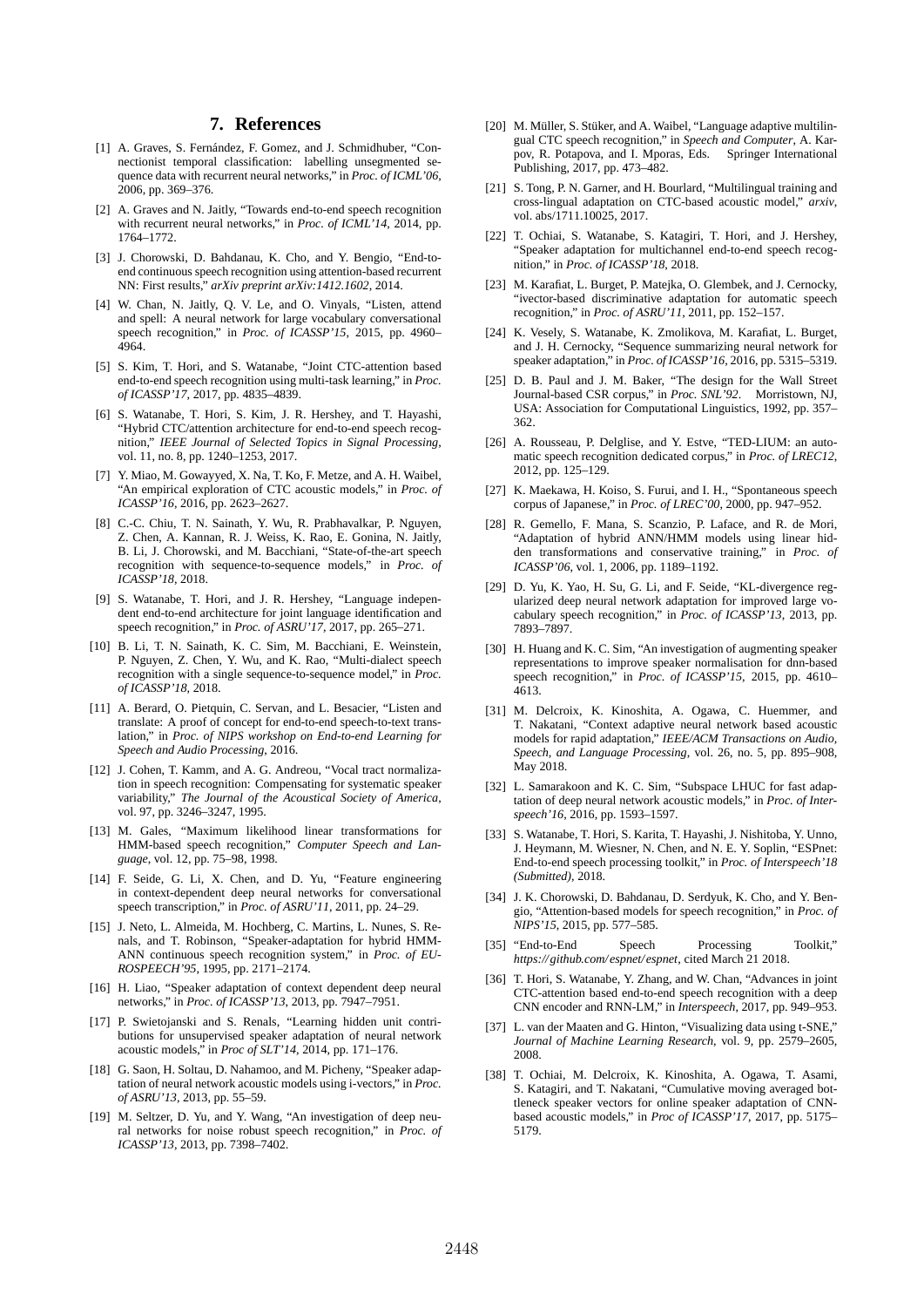## 7. References

[1] A. Graves, S. Fernández, F. Gomez, and J. Schmidhuber, "Connectionist temporal classification: labelling unsegmented sequence data with recurrent neural networks," in *Proc. of ICML'06*, 2006, pp. 369–376.

[2] A. Graves and N. Jaitly, "Towards end-to-end speech recognition with recurrent neural networks," in *Proc. of ICML'14*, 2014, pp. 1764–1772.

[3] J. Chorowski, D. Bahdanau, K. Cho, and Y. Bengio, "End-to-end continuous speech recognition using attention-based recurrent NN: First results," *arXiv preprint arXiv:1412.1602*, 2014.

[4] W. Chan, N. Jaitly, Q. V. Le, and O. Vinyals, "Listen, attend and spell: A neural network for large vocabulary conversational speech recognition," in *Proc. of ICASSP'15*, 2015, pp. 4960–4964.

[5] S. Kim, T. Hori, and S. Watanabe, "Joint CTC-attention based end-to-end speech recognition using multi-task learning," in *Proc. of ICASSP'17*, 2017, pp. 4835–4839.

[6] S. Watanabe, T. Hori, S. Kim, J. R. Hershey, and T. Hayashi, "Hybrid CTC/attention architecture for end-to-end speech recognition," *IEEE Journal of Selected Topics in Signal Processing*, vol. 11, no. 8, pp. 1240–1253, 2017.

[7] Y. Miao, M. Gowayyed, X. Na, T. Ko, F. Metze, and A. H. Waibel, "An empirical exploration of CTC acoustic models," in *Proc. of ICASSP'16*, 2016, pp. 2623–2627.

[8] C.-C. Chiu, T. N. Sainath, Y. Wu, R. Prabhavalkar, P. Nguyen, Z. Chen, A. Kannan, R. J. Weiss, K. Rao, E. Gonina, N. Jaitly, B. Li, J. Chorowski, and M. Bacchiani, "State-of-the-art speech recognition with sequence-to-sequence models," in *Proc. of ICASSP'18*, 2018.

[9] S. Watanabe, T. Hori, and J. R. Hershey, "Language independent end-to-end architecture for joint language identification and speech recognition," in *Proc. of ASRU'17*, 2017, pp. 265–271.

[10] B. Li, T. N. Sainath, K. C. Sim, M. Bacchiani, E. Weinstein, P. Nguyen, Z. Chen, Y. Wu, and K. Rao, "Multi-dialect speech recognition with a single sequence-to-sequence model," in *Proc. of ICASSP'18*, 2018.

[11] A. Berard, O. Pietquin, C. Servan, and L. Besacier, "Listen and translate: A proof of concept for end-to-end speech-to-text translation," in *Proc. of NIPS workshop on End-to-end Learning for Speech and Audio Processing*, 2016.

[12] J. Cohen, T. Kamm, and A. G. Andreou, "Vocal tract normalization in speech recognition: Compensating for systematic speaker variability," *The Journal of the Acoustical Society of America*, vol. 97, pp. 3246–3247, 1995.

[13] M. Gales, "Maximum likelihood linear transformations for HMM-based speech recognition," *Computer Speech and Language*, vol. 12, pp. 75–98, 1998.

[14] F. Seide, G. Li, X. Chen, and D. Yu, "Feature engineering in context-dependent deep neural networks for conversational speech transcription," in *Proc. of ASRU'11*, 2011, pp. 24–29.

[15] J. Neto, L. Almeida, M. Hochberg, C. Martins, L. Nunes, S. Renals, and T. Robinson, "Speaker-adaptation for hybrid HMM-ANN continuous speech recognition system," in *Proc. of EUROSPEECH'95*, 1995, pp. 2171–2174.

[16] H. Liao, "Speaker adaptation of context dependent deep neural networks," in *Proc. of ICASSP'13*, 2013, pp. 7947–7951.

[17] P. Swietojanski and S. Renals, "Learning hidden unit contributions for unsupervised speaker adaptation of neural network acoustic models," in *Proc of SLT'14*, 2014, pp. 171–176.

[18] G. Saon, H. Soltau, D. Nahamoo, and M. Picheny, "Speaker adaptation of neural network acoustic models using i-vectors," in *Proc. of ASRU'13*, 2013, pp. 55–59.

[19] M. Seltzer, D. Yu, and Y. Wang, "An investigation of deep neural networks for noise robust speech recognition," in *Proc. of ICASSP'13*, 2013, pp. 7398–7402.

[20] M. Müller, S. Stüker, and A. Waibel, "Language adaptive multilingual CTC speech recognition," in *Speech and Computer*, A. Karpov, R. Potapova, and I. Mporas, Eds. Springer International Publishing, 2017, pp. 473–482.

[21] S. Tong, P. N. Garner, and H. Bourlard, "Multilingual training and cross-lingual adaptation on CTC-based acoustic model," *arxiv*, vol. abs/1711.10025, 2017.

[22] T. Ochiai, S. Watanabe, S. Katagiri, T. Hori, and J. Hershey, "Speaker adaptation for multichannel end-to-end speech recognition," in *Proc. of ICASSP'18*, 2018.

[23] M. Karafiat, L. Burget, P. Matejka, O. Glembek, and J. Cernocky, "ivector-based discriminative adaptation for automatic speech recognition," in *Proc. of ASRU'11*, 2011, pp. 152–157.

[24] K. Vesely, S. Watanabe, K. Zmolikova, M. Karafiat, L. Burget, and J. H. Cernocky, "Sequence summarizing neural network for speaker adaptation," in *Proc. of ICASSP'16*, 2016, pp. 5315–5319.

[25] D. B. Paul and J. M. Baker, "The design for the Wall Street Journal-based CSR corpus," in *Proc. SNL'92*. Morristown, NJ, USA: Association for Computational Linguistics, 1992, pp. 357–362.

[26] A. Rousseau, P. Delglise, and Y. Estve, "TED-LIUM: an automatic speech recognition dedicated corpus," in *Proc. of LREC12*, 2012, pp. 125–129.

[27] K. Maekawa, H. Koiso, S. Furui, and I. H., "Spontaneous speech corpus of Japanese," in *Proc. of LREC'00*, 2000, pp. 947–952.

[28] R. Gemello, F. Mana, S. Scanzio, P. Laface, and R. de Mori, "Adaptation of hybrid ANN/HMM models using linear hidden transformations and conservative training," in *Proc. of ICASSP'06*, vol. 1, 2006, pp. 1189–1192.

[29] D. Yu, K. Yao, H. Su, G. Li, and F. Seide, "KL-divergence regularized deep neural network adaptation for improved large vocabulary speech recognition," in *Proc. of ICASSP'13*, 2013, pp. 7893–7897.

[30] H. Huang and K. C. Sim, "An investigation of augmenting speaker representations to improve speaker normalisation for dnn-based speech recognition," in *Proc. of ICASSP'15*, 2015, pp. 4610–4613.

[31] M. Delcroix, K. Kinoshita, A. Ogawa, C. Huemmer, and T. Nakatani, "Context adaptive neural network based acoustic models for rapid adaptation," *IEEE/ACM Transactions on Audio, Speech, and Language Processing*, vol. 26, no. 5, pp. 895–908, May 2018.

[32] L. Samarakoon and K. C. Sim, "Subspace LHUC for fast adaptation of deep neural network acoustic models," in *Proc. of Interspeech'16*, 2016, pp. 1593–1597.

[33] S. Watanabe, T. Hori, S. Karita, T. Hayashi, J. Nishitoba, Y. Unno, J. Heymann, M. Wiesner, N. Chen, and N. E. Y. Soplin, "ESPnet: End-to-end speech processing toolkit," in *Proc. of Interspeech'18 (Submitted)*, 2018.

[34] J. K. Chorowski, D. Bahdanau, D. Serdyuk, K. Cho, and Y. Bengio, "Attention-based models for speech recognition," in *Proc. of NIPS'15*, 2015, pp. 577–585.

[35] "End-to-End Speech Processing Toolkit," *https://github.com/espnet/espnet*, cited March 21 2018.

[36] T. Hori, S. Watanabe, Y. Zhang, and W. Chan, "Advances in joint CTC-attention based end-to-end speech recognition with a deep CNN encoder and RNN-LM," in *Interspeech*, 2017, pp. 949–953.

[37] L. van der Maaten and G. Hinton, "Visualizing data using t-SNE," *Journal of Machine Learning Research*, vol. 9, pp. 2579–2605, 2008.

[38] T. Ochiai, M. Delcroix, K. Kinoshita, A. Ogawa, T. Asami, S. Katagiri, and T. Nakatani, "Cumulative moving averaged bottleneck speaker vectors for online speaker adaptation of CNN-based acoustic models," in *Proc of ICASSP'17*, 2017, pp. 5175–5179.